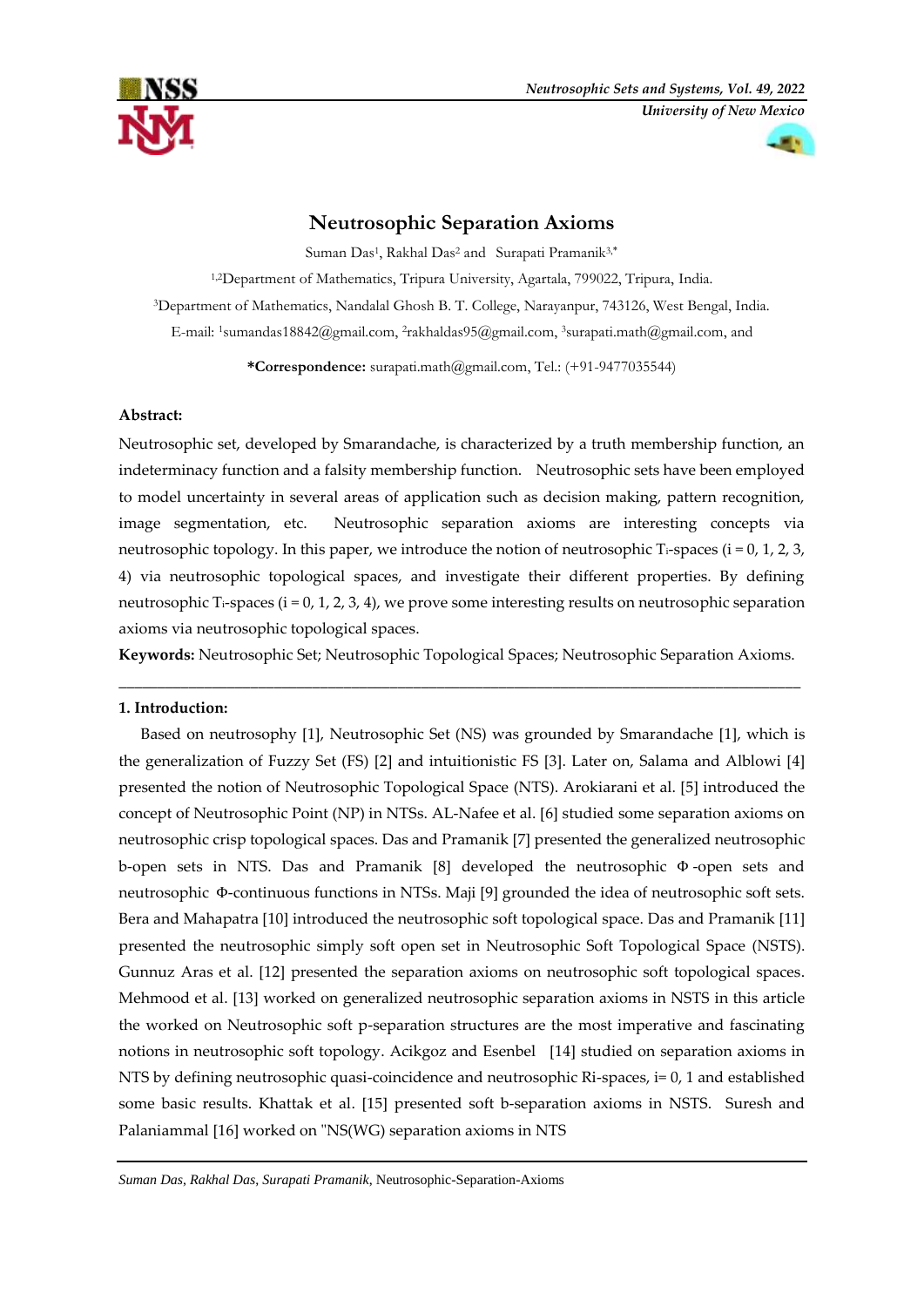# Neutrosophic Separation Axioms

Suman Das[1], Rakhal Das[2] and Surapati Pramanik[3,*]

[1,2]Department of Mathematics, Tripura University, Agartala, 799022, Tripura, India.

[3]Department of Mathematics, Nandalal Ghosh B. T. College, Narayanpur, 743126, West Bengal, India.

E-mail: [1]sumandas18842@gmail.com, [2]rakhaldas95@gmail.com, [3]surapati.math@gmail.com, and

**\*Correspondence:** surapati.math@gmail.com, Tel.: (+91-9477035544)

**Abstract:**

Neutrosophic set, developed by Smarandache, is characterized by a truth membership function, an indeterminacy function and a falsity membership function. Neutrosophic sets have been employed to model uncertainty in several areas of application such as decision making, pattern recognition, image segmentation, etc. Neutrosophic separation axioms are interesting concepts via neutrosophic topology. In this paper, we introduce the notion of neutrosophic $T_i$-spaces (i = 0, 1, 2, 3, 4) via neutrosophic topological spaces, and investigate their different properties. By defining neutrosophic $T_i$-spaces (i = 0, 1, 2, 3, 4), we prove some interesting results on neutrosophic separation axioms via neutrosophic topological spaces.

**Keywords:** Neutrosophic Set; Neutrosophic Topological Spaces; Neutrosophic Separation Axioms.

---

## 1. Introduction:

Based on neutrosophy [1], Neutrosophic Set (NS) was grounded by Smarandache [1], which is the generalization of Fuzzy Set (FS) [2] and intuitionistic FS [3]. Later on, Salama and Alblowi [4] presented the notion of Neutrosophic Topological Space (NTS). Arokiarani et al. [5] introduced the concept of Neutrosophic Point (NP) in NTSs. AL-Nafee et al. [6] studied some separation axioms on neutrosophic crisp topological spaces. Das and Pramanik [7] presented the generalized neutrosophic b-open sets in NTS. Das and Pramanik [8] developed the neutrosophic $\Phi$-open sets and neutrosophic $\Phi$-continuous functions in NTSs. Maji [9] grounded the idea of neutrosophic soft sets. Bera and Mahapatra [10] introduced the neutrosophic soft topological space. Das and Pramanik [11] presented the neutrosophic simply soft open set in Neutrosophic Soft Topological Space (NSTS). Gunnuz Aras et al. [12] presented the separation axioms on neutrosophic soft topological spaces. Mehmood et al. [13] worked on generalized neutrosophic separation axioms in NSTS in this article the worked on Neutrosophic soft p-separation structures are the most imperative and fascinating notions in neutrosophic soft topology. Acikgoz and Esenbel [14] studied on separation axioms in NTS by defining neutrosophic quasi-coincidence and neutrosophic Ri-spaces, i= 0, 1 and established some basic results. Khattak et al. [15] presented soft b-separation axioms in NSTS. Suresh and Palaniammal [16] worked on "NS(WG) separation axioms in NTS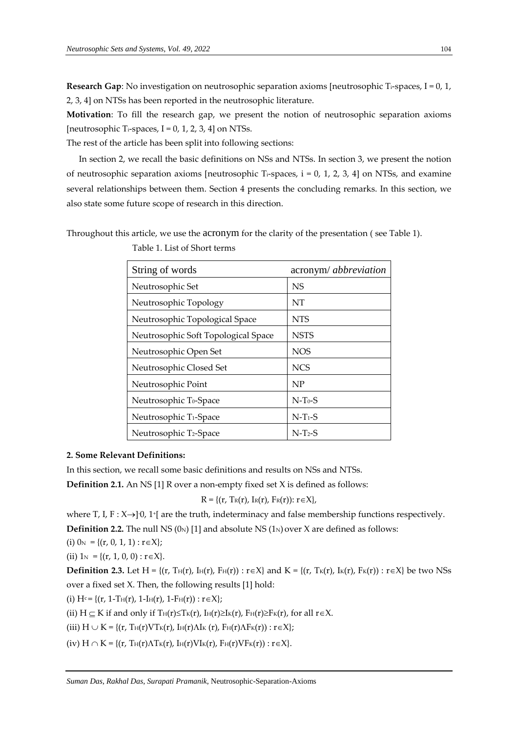**Research Gap**: No investigation on neutrosophic separation axioms [neutrosophic $T_i$-spaces, I = 0, 1, 2, 3, 4] on NTSs has been reported in the neutrosophic literature.

**Motivation**: To fill the research gap, we present the notion of neutrosophic separation axioms [neutrosophic $T_i$-spaces, I = 0, 1, 2, 3, 4] on NTSs.

The rest of the article has been split into following sections:

In section 2, we recall the basic definitions on NSs and NTSs. In section 3, we present the notion of neutrosophic separation axioms [neutrosophic $T_i$-spaces, i = 0, 1, 2, 3, 4] on NTSs, and examine several relationships between them. Section 4 presents the concluding remarks. In this section, we also state some future scope of research in this direction.

Throughout this article, we use the acronym for the clarity of the presentation ( see Table 1).

Table 1. List of Short terms

| String of words | acronym/ *abbreviation* |
|---|---|
| Neutrosophic Set | NS |
| Neutrosophic Topology | NT |
| Neutrosophic Topological Space | NTS |
| Neutrosophic Soft Topological Space | NSTS |
| Neutrosophic Open Set | NOS |
| Neutrosophic Closed Set | NCS |
| Neutrosophic Point | NP |
| Neutrosophic $T_0$-Space | N-$T_0$-S |
| Neutrosophic $T_1$-Space | N-$T_1$-S |
| Neutrosophic $T_2$-Space | N-$T_2$-S |

**2. Some Relevant Definitions:**

In this section, we recall some basic definitions and results on NSs and NTSs.

**Definition 2.1.** An NS [1] R over a non-empty fixed set X is defined as follows:

$$R = \{(r, T_R(r), I_R(r), F_R(r)): r \in X\},$$

where T, I, F : $X \to ]^-0, 1^+[$ are the truth, indeterminacy and false membership functions respectively.

**Definition 2.2.** The null NS ($0_N$) [1] and absolute NS ($1_N$) over X are defined as follows:

(i) $0_N = \{(r, 0, 1, 1) : r \in X\}$;

(ii) $1_N = \{(r, 1, 0, 0) : r \in X\}$.

**Definition 2.3.** Let $H = \{(r, T_H(r), I_H(r), F_H(r)) : r \in X\}$ and $K = \{(r, T_K(r), I_K(r), F_K(r)) : r \in X\}$ be two NSs over a fixed set X. Then, the following results [1] hold:

(i) $H^c = \{(r, 1-T_H(r), 1-I_H(r), 1-F_H(r)) : r \in X\}$;

(ii) $H \subseteq K$ if and only if $T_H(r) \leq T_K(r)$, $I_H(r) \geq I_K(r)$, $F_H(r) \geq F_K(r)$, for all $r \in X$.

(iii) $H \cup K = \{(r, T_H(r) \vee T_K(r), I_H(r) \wedge I_K(r), F_H(r) \wedge F_K(r)) : r \in X\}$;

(iv) $H \cap K = \{(r, T_H(r) \wedge T_K(r), I_H(r) \vee I_K(r), F_H(r) \vee F_K(r)) : r \in X\}$.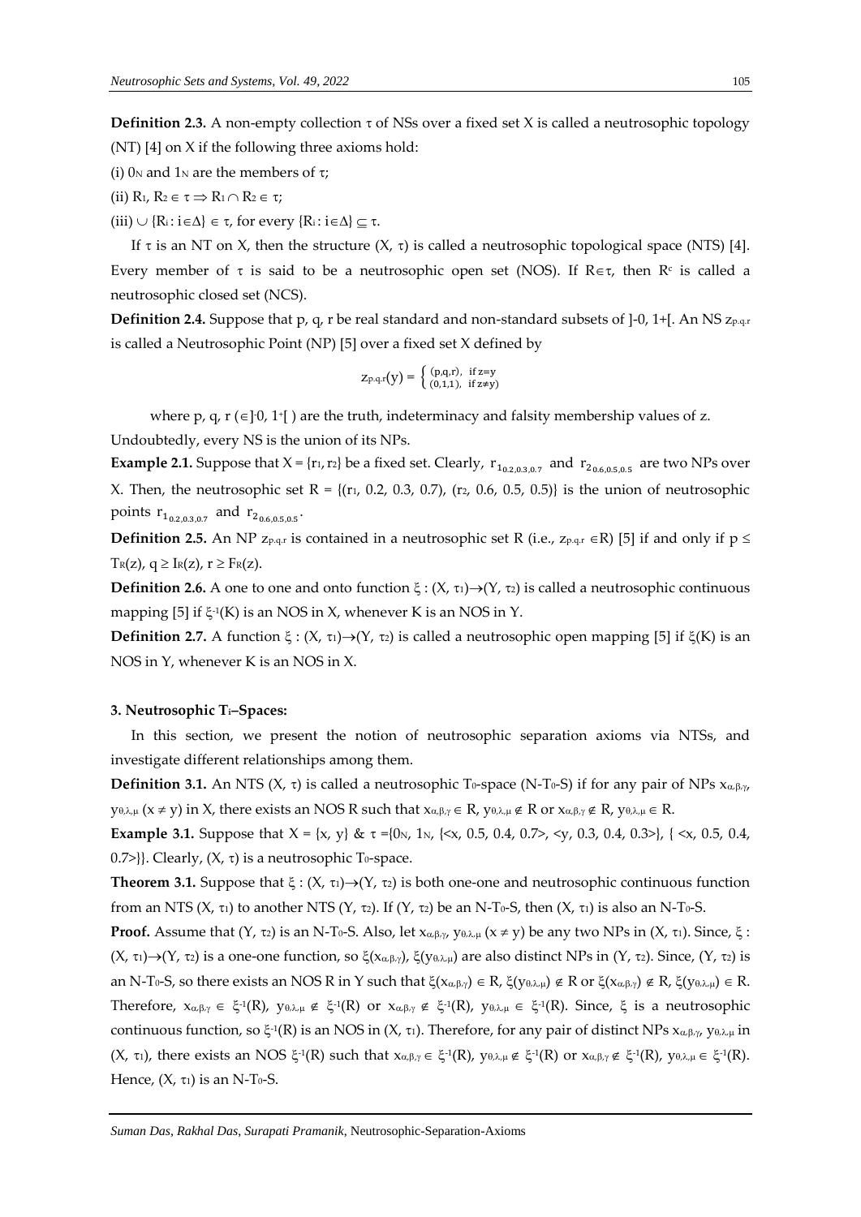**Definition 2.3.** A non-empty collection $\tau$ of NSs over a fixed set X is called a neutrosophic topology (NT) [4] on X if the following three axioms hold:

(i) $0_N$ and $1_N$ are the members of $\tau$;

(ii) $R_1, R_2 \in \tau \Rightarrow R_1 \cap R_2 \in \tau$;

(iii) $\cup \{R_i : i \in \Delta\} \in \tau$, for every $\{R_i : i \in \Delta\} \subseteq \tau$.

If $\tau$ is an NT on X, then the structure $(X, \tau)$ is called a neutrosophic topological space (NTS) [4]. Every member of $\tau$ is said to be a neutrosophic open set (NOS). If $R \in \tau$, then $R^c$ is called a neutrosophic closed set (NCS).

**Definition 2.4.** Suppose that p, q, r be real standard and non-standard subsets of ]-0, 1+[. An NS $z_{p.q.r}$ is called a Neutrosophic Point (NP) [5] over a fixed set X defined by

$$z_{p.q.r}(y) = \begin{cases} (p,q,r), & \text{if } z=y \\ (0,1,1), & \text{if } z \neq y) \end{cases}$$

where p, q, r ($\in ]^-0, 1^+[$ ) are the truth, indeterminacy and falsity membership values of z.

Undoubtedly, every NS is the union of its NPs.

**Example 2.1.** Suppose that $X = \{r_1, r_2\}$ be a fixed set. Clearly, $r_{1_{0.2,0.3,0.7}}$ and $r_{2_{0.6,0.5,0.5}}$ are two NPs over X. Then, the neutrosophic set $R = \{(r_1, 0.2, 0.3, 0.7), (r_2, 0.6, 0.5, 0.5)\}$ is the union of neutrosophic points $r_{1_{0.2,0.3,0.7}}$ and $r_{2_{0.6,0.5,0.5}}$.

**Definition 2.5.** An NP $z_{p.q.r}$ is contained in a neutrosophic set R (i.e., $z_{p.q.r} \in R$) [5] if and only if $p \leq T_R(z)$, $q \geq I_R(z)$, $r \geq F_R(z)$.

**Definition 2.6.** A one to one and onto function $\xi : (X, \tau_1) \rightarrow (Y, \tau_2)$ is called a neutrosophic continuous mapping [5] if $\xi^{-1}(K)$ is an NOS in X, whenever K is an NOS in Y.

**Definition 2.7.** A function $\xi : (X, \tau_1) \rightarrow (Y, \tau_2)$ is called a neutrosophic open mapping [5] if $\xi(K)$ is an NOS in Y, whenever K is an NOS in X.

### 3. Neutrosophic $T_i$–Spaces:

In this section, we present the notion of neutrosophic separation axioms via NTSs, and investigate different relationships among them.

**Definition 3.1.** An NTS $(X, \tau)$ is called a neutrosophic $T_0$-space (N-$T_0$-S) if for any pair of NPs $x_{\alpha,\beta,\gamma}$, $y_{\theta,\lambda,\mu}$ $(x \neq y)$ in X, there exists an NOS R such that $x_{\alpha,\beta,\gamma} \in R$, $y_{\theta,\lambda,\mu} \notin R$ or $x_{\alpha,\beta,\gamma} \notin R$, $y_{\theta,\lambda,\mu} \in R$.

**Example 3.1.** Suppose that $X = \{x, y\}$ & $\tau = \{0_N, 1_N, \{<x, 0.5, 0.4, 0.7>, <y, 0.3, 0.4, 0.3>\}, \{<x, 0.5, 0.4, 0.7>\}\}$. Clearly, $(X, \tau)$ is a neutrosophic $T_0$-space.

**Theorem 3.1.** Suppose that $\xi : (X, \tau_1) \rightarrow (Y, \tau_2)$ is both one-one and neutrosophic continuous function from an NTS $(X, \tau_1)$ to another NTS $(Y, \tau_2)$. If $(Y, \tau_2)$ be an N-$T_0$-S, then $(X, \tau_1)$ is also an N-$T_0$-S.

**Proof.** Assume that $(Y, \tau_2)$ is an N-$T_0$-S. Also, let $x_{\alpha,\beta,\gamma}$, $y_{\theta,\lambda,\mu}$ $(x \neq y)$ be any two NPs in $(X, \tau_1)$. Since, $\xi : (X, \tau_1) \rightarrow (Y, \tau_2)$ is a one-one function, so $\xi(x_{\alpha,\beta,\gamma})$, $\xi(y_{\theta,\lambda,\mu})$ are also distinct NPs in $(Y, \tau_2)$. Since, $(Y, \tau_2)$ is an N-$T_0$-S, so there exists an NOS R in Y such that $\xi(x_{\alpha,\beta,\gamma}) \in R$, $\xi(y_{\theta,\lambda,\mu}) \notin R$ or $\xi(x_{\alpha,\beta,\gamma}) \notin R$, $\xi(y_{\theta,\lambda,\mu}) \in R$. Therefore, $x_{\alpha,\beta,\gamma} \in \xi^{-1}(R)$, $y_{\theta,\lambda,\mu} \notin \xi^{-1}(R)$ or $x_{\alpha,\beta,\gamma} \notin \xi^{-1}(R)$, $y_{\theta,\lambda,\mu} \in \xi^{-1}(R)$. Since, $\xi$ is a neutrosophic continuous function, so $\xi^{-1}(R)$ is an NOS in $(X, \tau_1)$. Therefore, for any pair of distinct NPs $x_{\alpha,\beta,\gamma}$, $y_{\theta,\lambda,\mu}$ in $(X, \tau_1)$, there exists an NOS $\xi^{-1}(R)$ such that $x_{\alpha,\beta,\gamma} \in \xi^{-1}(R)$, $y_{\theta,\lambda,\mu} \notin \xi^{-1}(R)$ or $x_{\alpha,\beta,\gamma} \notin \xi^{-1}(R)$, $y_{\theta,\lambda,\mu} \in \xi^{-1}(R)$. Hence, $(X, \tau_1)$ is an N-$T_0$-S.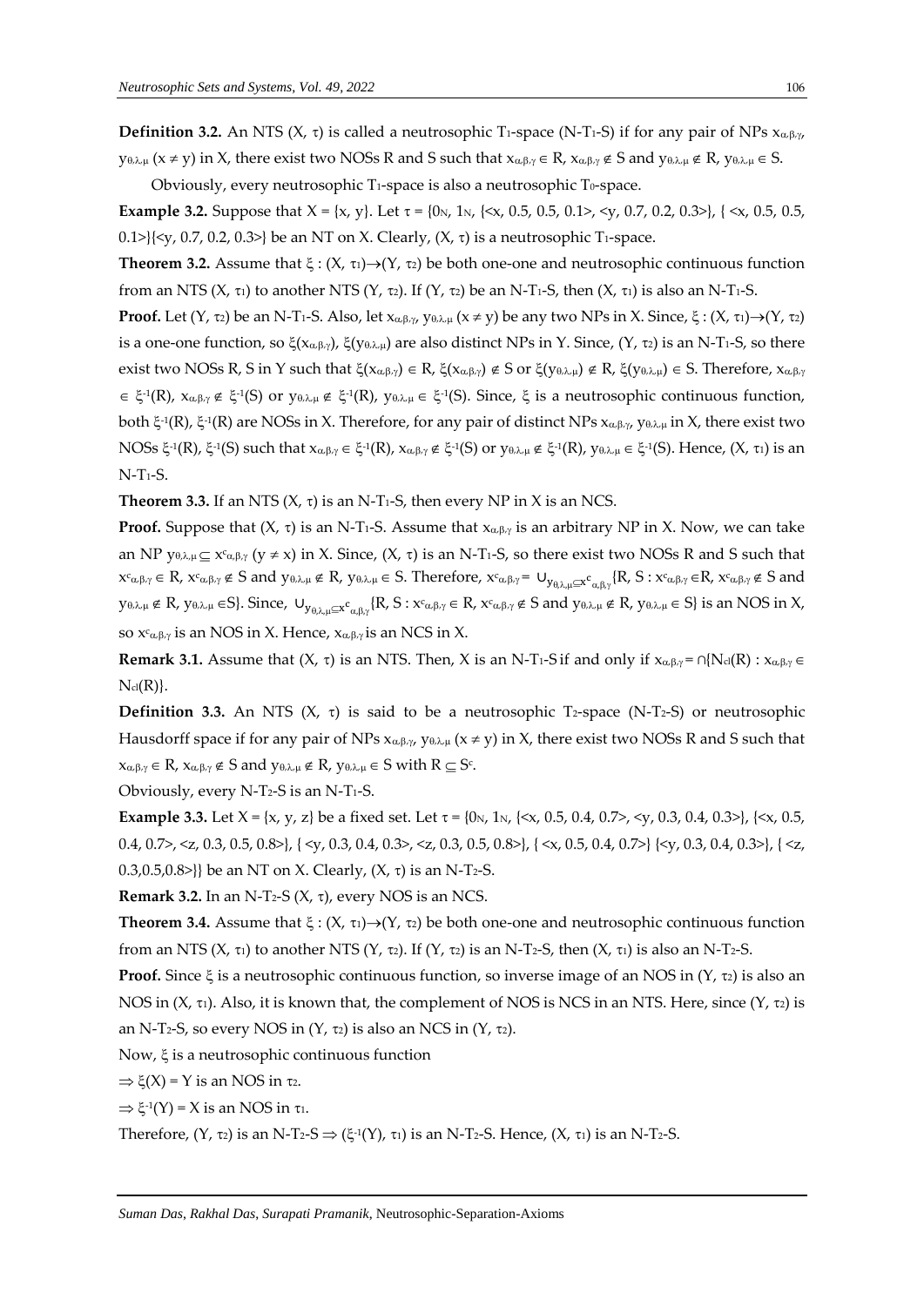**Definition 3.2.** An NTS $(X, \tau)$ is called a neutrosophic $T_1$-space (N-$T_1$-S) if for any pair of NPs $x_{\alpha,\beta,\gamma}$, $y_{\theta,\lambda,\mu}$ $(x \neq y)$ in X, there exist two NOSs R and S such that $x_{\alpha,\beta,\gamma} \in R$, $x_{\alpha,\beta,\gamma} \notin S$ and $y_{\theta,\lambda,\mu} \notin R$, $y_{\theta,\lambda,\mu} \in S$.

Obviously, every neutrosophic $T_1$-space is also a neutrosophic $T_0$-space.

**Example 3.2.** Suppose that $X = \{x, y\}$. Let $\tau = \{0_N, 1_N, \{<x, 0.5, 0.5, 0.1>, <y, 0.7, 0.2, 0.3>\}, \{<x, 0.5, 0.5, 0.1>\}\{<y, 0.7, 0.2, 0.3>\}$ be an NT on X. Clearly, $(X, \tau)$ is a neutrosophic $T_1$-space.

**Theorem 3.2.** Assume that $\xi : (X, \tau_1) \to (Y, \tau_2)$ be both one-one and neutrosophic continuous function from an NTS $(X, \tau_1)$ to another NTS $(Y, \tau_2)$. If $(Y, \tau_2)$ be an N-$T_1$-S, then $(X, \tau_1)$ is also an N-$T_1$-S.

**Proof.** Let $(Y, \tau_2)$ be an N-$T_1$-S. Also, let $x_{\alpha,\beta,\gamma}$, $y_{\theta,\lambda,\mu}$ $(x \neq y)$ be any two NPs in X. Since, $\xi : (X, \tau_1) \to (Y, \tau_2)$ is a one-one function, so $\xi(x_{\alpha,\beta,\gamma})$, $\xi(y_{\theta,\lambda,\mu})$ are also distinct NPs in Y. Since, $(Y, \tau_2)$ is an N-$T_1$-S, so there exist two NOSs R, S in Y such that $\xi(x_{\alpha,\beta,\gamma}) \in R$, $\xi(x_{\alpha,\beta,\gamma}) \notin S$ or $\xi(y_{\theta,\lambda,\mu}) \notin R$, $\xi(y_{\theta,\lambda,\mu}) \in S$. Therefore, $x_{\alpha,\beta,\gamma} \in \xi^{-1}(R)$, $x_{\alpha,\beta,\gamma} \notin \xi^{-1}(S)$ or $y_{\theta,\lambda,\mu} \notin \xi^{-1}(R)$, $y_{\theta,\lambda,\mu} \in \xi^{-1}(S)$. Since, $\xi$ is a neutrosophic continuous function, both $\xi^{-1}(R)$, $\xi^{-1}(R)$ are NOSs in X. Therefore, for any pair of distinct NPs $x_{\alpha,\beta,\gamma}$, $y_{\theta,\lambda,\mu}$ in X, there exist two NOSs $\xi^{-1}(R)$, $\xi^{-1}(S)$ such that $x_{\alpha,\beta,\gamma} \in \xi^{-1}(R)$, $x_{\alpha,\beta,\gamma} \notin \xi^{-1}(S)$ or $y_{\theta,\lambda,\mu} \notin \xi^{-1}(R)$, $y_{\theta,\lambda,\mu} \in \xi^{-1}(S)$. Hence, $(X, \tau_1)$ is an N-$T_1$-S.

**Theorem 3.3.** If an NTS $(X, \tau)$ is an N-$T_1$-S, then every NP in X is an NCS.

**Proof.** Suppose that $(X, \tau)$ is an N-$T_1$-S. Assume that $x_{\alpha,\beta,\gamma}$ is an arbitrary NP in X. Now, we can take an NP $y_{\theta,\lambda,\mu} \subseteq x^c_{\alpha,\beta,\gamma}$ $(y \neq x)$ in X. Since, $(X, \tau)$ is an N-$T_1$-S, so there exist two NOSs R and S such that $x^c_{\alpha,\beta,\gamma} \in R$, $x^c_{\alpha,\beta,\gamma} \notin S$ and $y_{\theta,\lambda,\mu} \notin R$, $y_{\theta,\lambda,\mu} \in S$. Therefore, $x^c_{\alpha,\beta,\gamma} = \cup_{y_{\theta,\lambda,\mu} \subseteq x^c_{\alpha,\beta,\gamma}}\{R, S : x^c_{\alpha,\beta,\gamma} \in R, x^c_{\alpha,\beta,\gamma} \notin S$ and $y_{\theta,\lambda,\mu} \notin R, y_{\theta,\lambda,\mu} \in S\}$. Since, $\cup_{y_{\theta,\lambda,\mu} \subseteq x^c_{\alpha,\beta,\gamma}}\{R, S : x^c_{\alpha,\beta,\gamma} \in R, x^c_{\alpha,\beta,\gamma} \notin S$ and $y_{\theta,\lambda,\mu} \notin R, y_{\theta,\lambda,\mu} \in S\}$ is an NOS in X, so $x^c_{\alpha,\beta,\gamma}$ is an NOS in X. Hence, $x_{\alpha,\beta,\gamma}$ is an NCS in X.

**Remark 3.1.** Assume that $(X, \tau)$ is an NTS. Then, X is an N-$T_1$-S if and only if $x_{\alpha,\beta,\gamma} = \cap\{N_{cl}(R) : x_{\alpha,\beta,\gamma} \in N_{cl}(R)\}$.

**Definition 3.3.** An NTS $(X, \tau)$ is said to be a neutrosophic $T_2$-space (N-$T_2$-S) or neutrosophic Hausdorff space if for any pair of NPs $x_{\alpha,\beta,\gamma}$, $y_{\theta,\lambda,\mu}$ $(x \neq y)$ in X, there exist two NOSs R and S such that $x_{\alpha,\beta,\gamma} \in R$, $x_{\alpha,\beta,\gamma} \notin S$ and $y_{\theta,\lambda,\mu} \notin R$, $y_{\theta,\lambda,\mu} \in S$ with $R \subseteq S^c$.

Obviously, every N-$T_2$-S is an N-$T_1$-S.

**Example 3.3.** Let $X = \{x, y, z\}$ be a fixed set. Let $\tau = \{0_N, 1_N, \{<x, 0.5, 0.4, 0.7>, <y, 0.3, 0.4, 0.3>\}, \{<x, 0.5, 0.4, 0.7>, <z, 0.3, 0.5, 0.8>\}, \{<y, 0.3, 0.4, 0.3>, <z, 0.3, 0.5, 0.8>\}, \{<x, 0.5, 0.4, 0.7>\}\{<y, 0.3, 0.4, 0.3>\}, \{<z, 0.3,0.5,0.8>\}\}$ be an NT on X. Clearly, $(X, \tau)$ is an N-$T_2$-S.

**Remark 3.2.** In an N-$T_2$-S $(X, \tau)$, every NOS is an NCS.

**Theorem 3.4.** Assume that $\xi : (X, \tau_1) \to (Y, \tau_2)$ be both one-one and neutrosophic continuous function from an NTS $(X, \tau_1)$ to another NTS $(Y, \tau_2)$. If $(Y, \tau_2)$ is an N-$T_2$-S, then $(X, \tau_1)$ is also an N-$T_2$-S.

**Proof.** Since $\xi$ is a neutrosophic continuous function, so inverse image of an NOS in $(Y, \tau_2)$ is also an NOS in $(X, \tau_1)$. Also, it is known that, the complement of NOS is NCS in an NTS. Here, since $(Y, \tau_2)$ is an N-$T_2$-S, so every NOS in $(Y, \tau_2)$ is also an NCS in $(Y, \tau_2)$.

Now, $\xi$ is a neutrosophic continuous function

$\Rightarrow \xi(X) = Y$ is an NOS in $\tau_2$.

$\Rightarrow \xi^{-1}(Y) = X$ is an NOS in $\tau_1$.

Therefore, $(Y, \tau_2)$ is an N-$T_2$-S $\Rightarrow (\xi^{-1}(Y), \tau_1)$ is an N-$T_2$-S. Hence, $(X, \tau_1)$ is an N-$T_2$-S.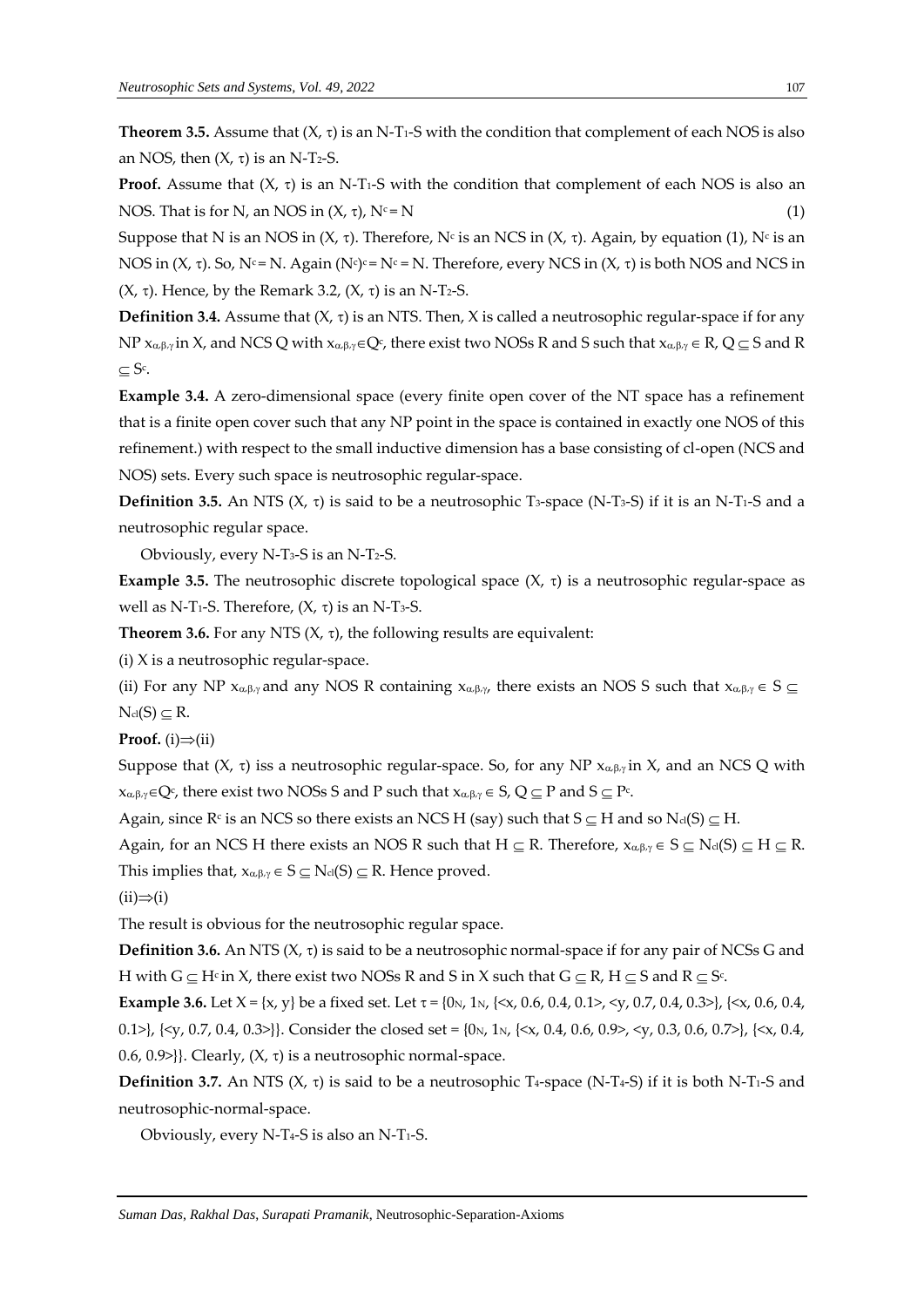**Theorem 3.5.** Assume that (X, τ) is an N-$T_1$-S with the condition that complement of each NOS is also an NOS, then (X, τ) is an N-$T_2$-S.

**Proof.** Assume that (X, τ) is an N-$T_1$-S with the condition that complement of each NOS is also an NOS. That is for N, an NOS in (X, τ), $N^c = N$ (1)

Suppose that N is an NOS in (X, τ). Therefore, $N^c$ is an NCS in (X, τ). Again, by equation (1), $N^c$ is an NOS in (X, τ). So, $N^c = N$. Again $(N^c)^c = N^c = N$. Therefore, every NCS in (X, τ) is both NOS and NCS in (X, τ). Hence, by the Remark 3.2, (X, τ) is an N-$T_2$-S.

**Definition 3.4.** Assume that (X, τ) is an NTS. Then, X is called a neutrosophic regular-space if for any NP $x_{\alpha,\beta,\gamma}$ in X, and NCS Q with $x_{\alpha,\beta,\gamma} \in Q^c$, there exist two NOSs R and S such that $x_{\alpha,\beta,\gamma} \in R$, $Q \subseteq S$ and $R \subseteq S^c$.

**Example 3.4.** A zero-dimensional space (every finite open cover of the NT space has a refinement that is a finite open cover such that any NP point in the space is contained in exactly one NOS of this refinement.) with respect to the small inductive dimension has a base consisting of cl-open (NCS and NOS) sets. Every such space is neutrosophic regular-space.

**Definition 3.5.** An NTS (X, τ) is said to be a neutrosophic $T_3$-space (N-$T_3$-S) if it is an N-$T_1$-S and a neutrosophic regular space.

Obviously, every N-$T_3$-S is an N-$T_2$-S.

**Example 3.5.** The neutrosophic discrete topological space (X, τ) is a neutrosophic regular-space as well as N-$T_1$-S. Therefore, (X, τ) is an N-$T_3$-S.

**Theorem 3.6.** For any NTS (X, τ), the following results are equivalent:

(i) X is a neutrosophic regular-space.

(ii) For any NP $x_{\alpha,\beta,\gamma}$ and any NOS R containing $x_{\alpha,\beta,\gamma}$, there exists an NOS S such that $x_{\alpha,\beta,\gamma} \in S \subseteq N_{cl}(S) \subseteq R$.

**Proof.** (i)⇒(ii)

Suppose that (X, τ) iss a neutrosophic regular-space. So, for any NP $x_{\alpha,\beta,\gamma}$ in X, and an NCS Q with $x_{\alpha,\beta,\gamma} \in Q^c$, there exist two NOSs S and P such that $x_{\alpha,\beta,\gamma} \in S$, $Q \subseteq P$ and $S \subseteq P^c$.

Again, since $R^c$ is an NCS so there exists an NCS H (say) such that $S \subseteq H$ and so $N_{cl}(S) \subseteq H$.

Again, for an NCS H there exists an NOS R such that $H \subseteq R$. Therefore, $x_{\alpha,\beta,\gamma} \in S \subseteq N_{cl}(S) \subseteq H \subseteq R$. This implies that, $x_{\alpha,\beta,\gamma} \in S \subseteq N_{cl}(S) \subseteq R$. Hence proved.

(ii)⇒(i)

The result is obvious for the neutrosophic regular space.

**Definition 3.6.** An NTS (X, τ) is said to be a neutrosophic normal-space if for any pair of NCSs G and H with $G \subseteq H^c$ in X, there exist two NOSs R and S in X such that $G \subseteq R$, $H \subseteq S$ and $R \subseteq S^c$.

**Example 3.6.** Let X = {x, y} be a fixed set. Let τ = {$0_N$, $1_N$, {<x, 0.6, 0.4, 0.1>, <y, 0.7, 0.4, 0.3>}, {<x, 0.6, 0.4, 0.1>}, {<y, 0.7, 0.4, 0.3>}}. Consider the closed set = {$0_N$, $1_N$, {<x, 0.4, 0.6, 0.9>, <y, 0.3, 0.6, 0.7>}, {<x, 0.4, 0.6, 0.9>}}. Clearly, (X, τ) is a neutrosophic normal-space.

**Definition 3.7.** An NTS (X, τ) is said to be a neutrosophic $T_4$-space (N-$T_4$-S) if it is both N-$T_1$-S and neutrosophic-normal-space.

Obviously, every N-$T_4$-S is also an N-$T_1$-S.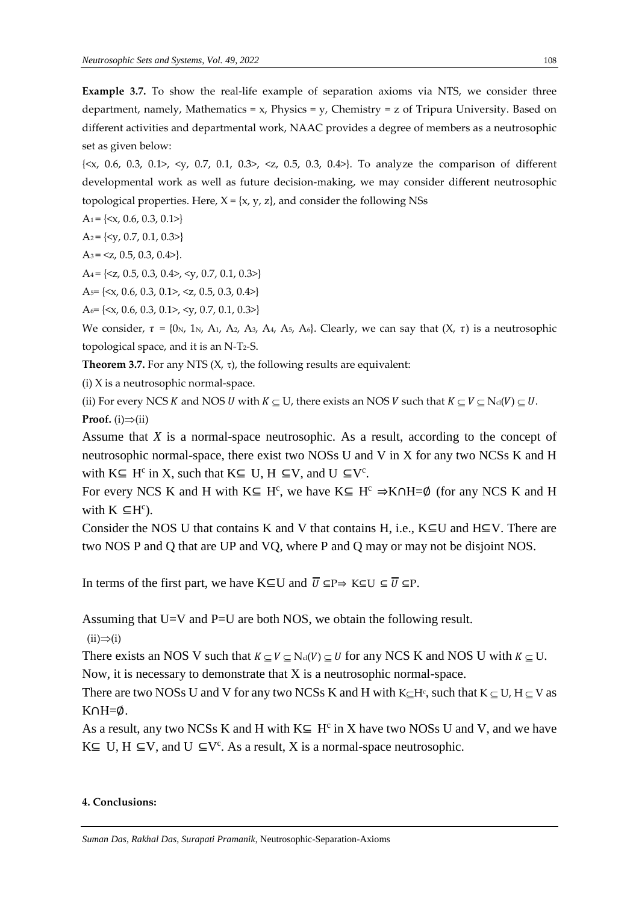**Example 3.7.** To show the real-life example of separation axioms via NTS, we consider three department, namely, Mathematics = x, Physics = y, Chemistry = z of Tripura University. Based on different activities and departmental work, NAAC provides a degree of members as a neutrosophic set as given below:

{<x, 0.6, 0.3, 0.1>, <y, 0.7, 0.1, 0.3>, <z, 0.5, 0.3, 0.4>}. To analyze the comparison of different developmental work as well as future decision-making, we may consider different neutrosophic topological properties. Here, X = {x, y, z}, and consider the following NSs

$A_1$ = {<x, 0.6, 0.3, 0.1>}

$A_2$ = {<y, 0.7, 0.1, 0.3>}

$A_3$ = <z, 0.5, 0.3, 0.4>}.

$A_4$ = {<z, 0.5, 0.3, 0.4>, <y, 0.7, 0.1, 0.3>}

$A_5$= {<x, 0.6, 0.3, 0.1>, <z, 0.5, 0.3, 0.4>}

$A_6$= {<x, 0.6, 0.3, 0.1>, <y, 0.7, 0.1, 0.3>}

We consider, $\tau$ = {$0_N$, $1_N$, $A_1$, $A_2$, $A_3$, $A_4$, $A_5$, $A_6$}. Clearly, we can say that (X, $\tau$) is a neutrosophic topological space, and it is an N-$T_2$-S.

**Theorem 3.7.** For any NTS (X, τ), the following results are equivalent:

(i) X is a neutrosophic normal-space.

(ii) For every NCS $K$ and NOS $U$ with $K \subseteq$ U, there exists an NOS $V$ such that $K \subseteq V \subseteq N_{cl}(V) \subseteq U$.

**Proof.** (i)⇒(ii)

Assume that *X* is a normal-space neutrosophic. As a result, according to the concept of neutrosophic normal-space, there exist two NOSs U and V in X for any two NCSs K and H with K⊆ $H^c$ in X, such that K⊆ U, H ⊆V, and U ⊆$V^c$.

For every NCS K and H with K⊆ $H^c$, we have K⊆ $H^c$ ⇒K∩H=∅ (for any NCS K and H with K ⊆$H^c$).

Consider the NOS U that contains K and V that contains H, i.e., K⊆U and H⊆V. There are two NOS P and Q that are UP and VQ, where P and Q may or may not be disjoint NOS.

In terms of the first part, we have K⊆U and $\overline{U}$ ⊆P⇒ K⊆U ⊆ $\overline{U}$ ⊆P.

Assuming that U=V and P=U are both NOS, we obtain the following result.

(ii)⇒(i)

There exists an NOS V such that $K \subseteq V \subseteq N_{cl}(V) \subseteq U$ for any NCS K and NOS U with $K \subseteq$ U.

Now, it is necessary to demonstrate that X is a neutrosophic normal-space.

There are two NOSs U and V for any two NCSs K and H with K⊆$H^c$, such that K ⊆ U, H ⊆ V as K∩H=∅.

As a result, any two NCSs K and H with K⊆ $H^c$ in X have two NOSs U and V, and we have K⊆ U, H ⊆V, and U ⊆$V^c$. As a result, X is a normal-space neutrosophic.

#### 4. Conclusions: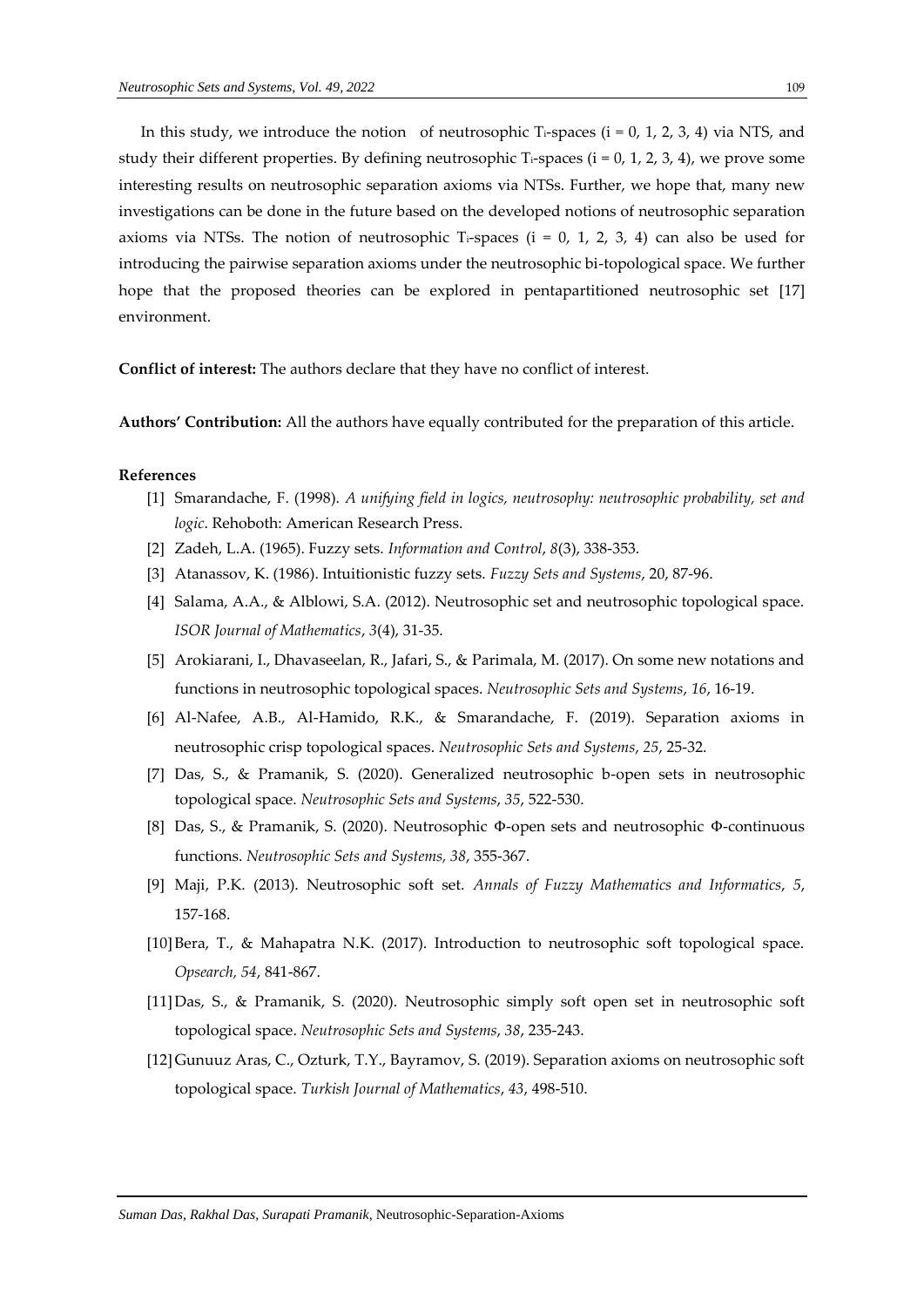In this study, we introduce the notion of neutrosophic $T_i$-spaces ($i = 0, 1, 2, 3, 4$) via NTS, and study their different properties. By defining neutrosophic $T_i$-spaces ($i = 0, 1, 2, 3, 4$), we prove some interesting results on neutrosophic separation axioms via NTSs. Further, we hope that, many new investigations can be done in the future based on the developed notions of neutrosophic separation axioms via NTSs. The notion of neutrosophic $T_i$-spaces ($i = 0, 1, 2, 3, 4$) can also be used for introducing the pairwise separation axioms under the neutrosophic bi-topological space. We further hope that the proposed theories can be explored in pentapartitioned neutrosophic set [17] environment.

**Conflict of interest:** The authors declare that they have no conflict of interest.

**Authors' Contribution:** All the authors have equally contributed for the preparation of this article.

**References**

[1] Smarandache, F. (1998). *A unifying field in logics, neutrosophy: neutrosophic probability, set and logic*. Rehoboth: American Research Press.

[2] Zadeh, L.A. (1965). Fuzzy sets. *Information and Control*, *8*(3), 338-353.

[3] Atanassov, K. (1986). Intuitionistic fuzzy sets. *Fuzzy Sets and Systems*, 20, 87-96.

[4] Salama, A.A., & Alblowi, S.A. (2012). Neutrosophic set and neutrosophic topological space. *ISOR Journal of Mathematics*, *3*(4), 31-35.

[5] Arokiarani, I., Dhavaseelan, R., Jafari, S., & Parimala, M. (2017). On some new notations and functions in neutrosophic topological spaces. *Neutrosophic Sets and Systems*, *16*, 16-19.

[6] Al-Nafee, A.B., Al-Hamido, R.K., & Smarandache, F. (2019). Separation axioms in neutrosophic crisp topological spaces. *Neutrosophic Sets and Systems*, *25*, 25-32.

[7] Das, S., & Pramanik, S. (2020). Generalized neutrosophic b-open sets in neutrosophic topological space. *Neutrosophic Sets and Systems*, *35*, 522-530.

[8] Das, S., & Pramanik, S. (2020). Neutrosophic Φ-open sets and neutrosophic Φ-continuous functions. *Neutrosophic Sets and Systems, 38*, 355-367.

[9] Maji, P.K. (2013). Neutrosophic soft set. *Annals of Fuzzy Mathematics and Informatics*, *5*, 157-168.

[10] Bera, T., & Mahapatra N.K. (2017). Introduction to neutrosophic soft topological space. *Opsearch, 54*, 841-867.

[11] Das, S., & Pramanik, S. (2020). Neutrosophic simply soft open set in neutrosophic soft topological space. *Neutrosophic Sets and Systems*, *38*, 235-243.

[12] Gunuuz Aras, C., Ozturk, T.Y., Bayramov, S. (2019). Separation axioms on neutrosophic soft topological space. *Turkish Journal of Mathematics*, *43*, 498-510.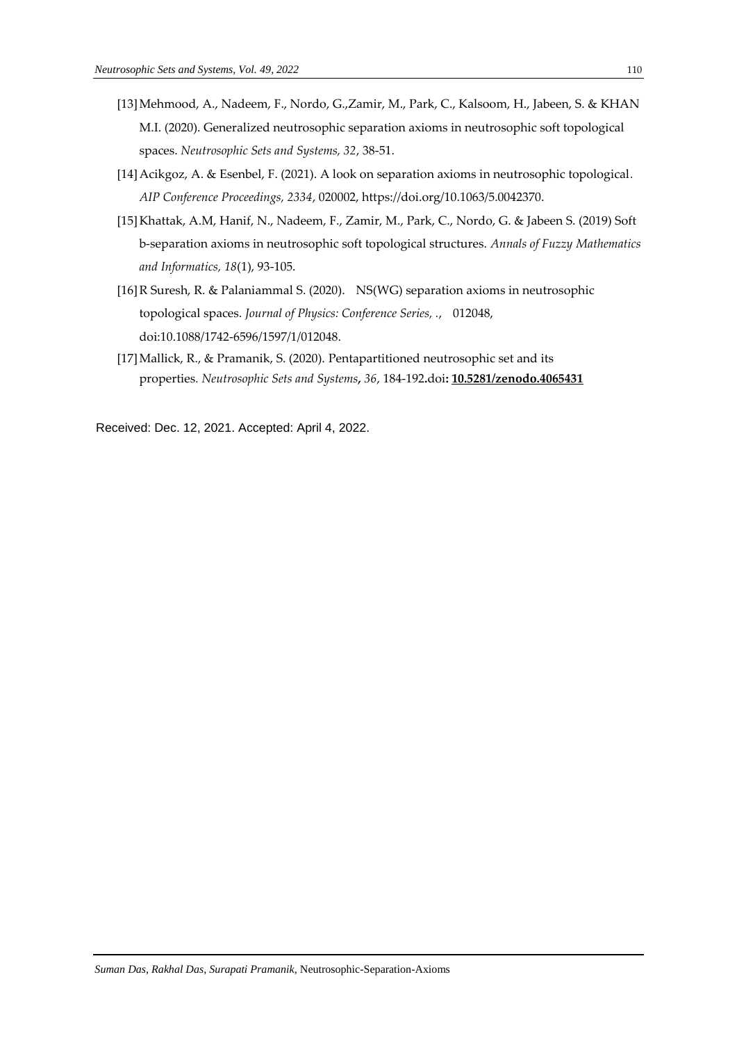[13] Mehmood, A., Nadeem, F., Nordo, G.,Zamir, M., Park, C., Kalsoom, H., Jabeen, S. & KHAN M.I. (2020). Generalized neutrosophic separation axioms in neutrosophic soft topological spaces. *Neutrosophic Sets and Systems, 32*, 38-51.

[14] Acikgoz, A. & Esenbel, F. (2021). A look on separation axioms in neutrosophic topological. *AIP Conference Proceedings, 2334*, 020002, https://doi.org/10.1063/5.0042370.

[15] Khattak, A.M, Hanif, N., Nadeem, F., Zamir, M., Park, C., Nordo, G. & Jabeen S. (2019) Soft b-separation axioms in neutrosophic soft topological structures. *Annals of Fuzzy Mathematics and Informatics, 18*(1), 93-105.

[16] R Suresh, R. & Palaniammal S. (2020). NS(WG) separation axioms in neutrosophic topological spaces. *Journal of Physics: Conference Series,* ., 012048, doi:10.1088/1742-6596/1597/1/012048.

[17] Mallick, R., & Pramanik, S. (2020). Pentapartitioned neutrosophic set and its properties. *Neutrosophic Sets and Systems*, *36*, 184-192.doi: **10.5281/zenodo.4065431**

Received: Dec. 12, 2021. Accepted: April 4, 2022.